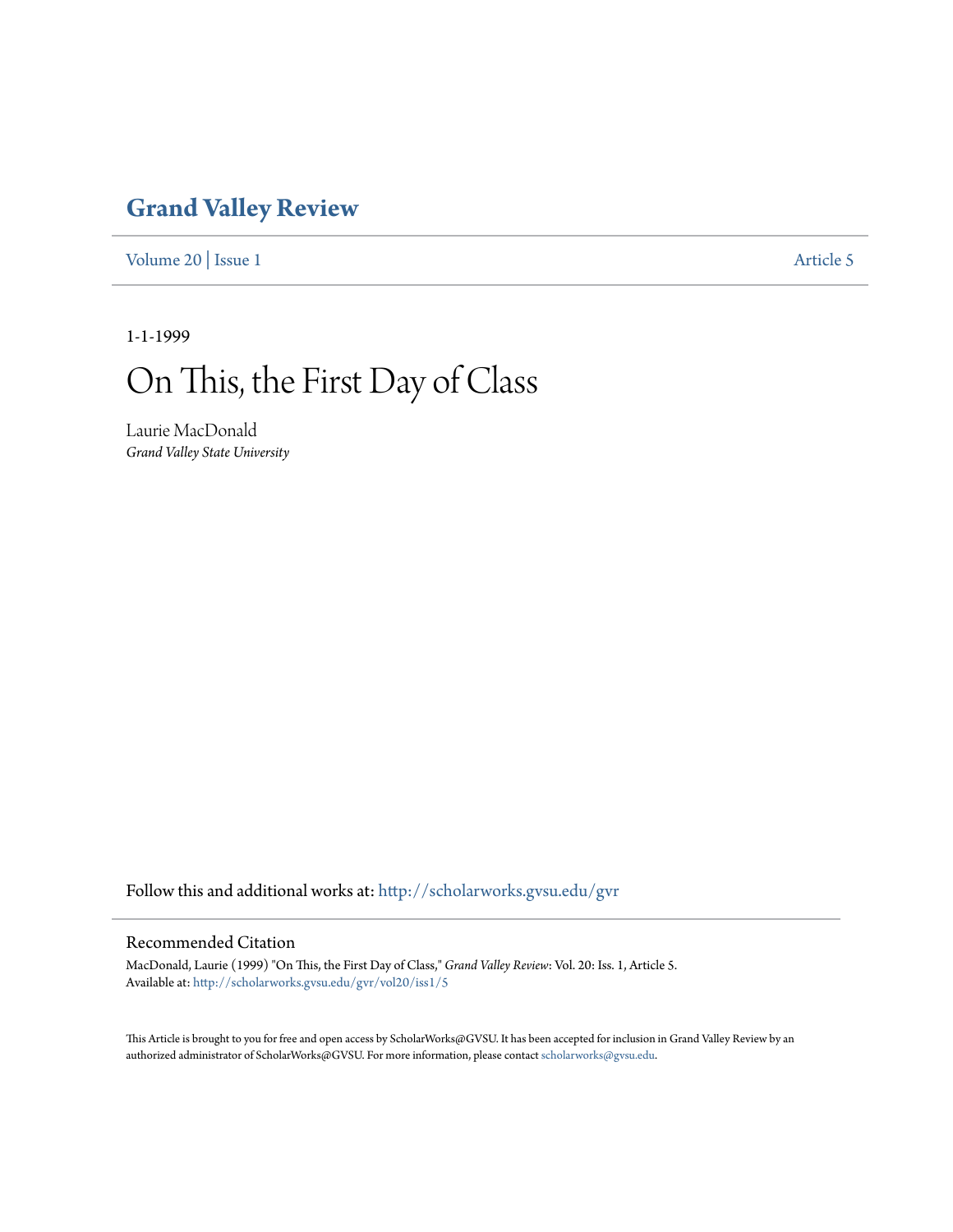# Grand Valley Review

Volume 20 | Issue 1 Article 5

1-1-1999

# On This, the First Day of Class

Laurie MacDonald
*Grand Valley State University*

Follow this and additional works at: http://scholarworks.gvsu.edu/gvr

## Recommended Citation

MacDonald, Laurie (1999) "On This, the First Day of Class," *Grand Valley Review*: Vol. 20: Iss. 1, Article 5.
Available at: http://scholarworks.gvsu.edu/gvr/vol20/iss1/5

This Article is brought to you for free and open access by ScholarWorks@GVSU. It has been accepted for inclusion in Grand Valley Review by an authorized administrator of ScholarWorks@GVSU. For more information, please contact scholarworks@gvsu.edu.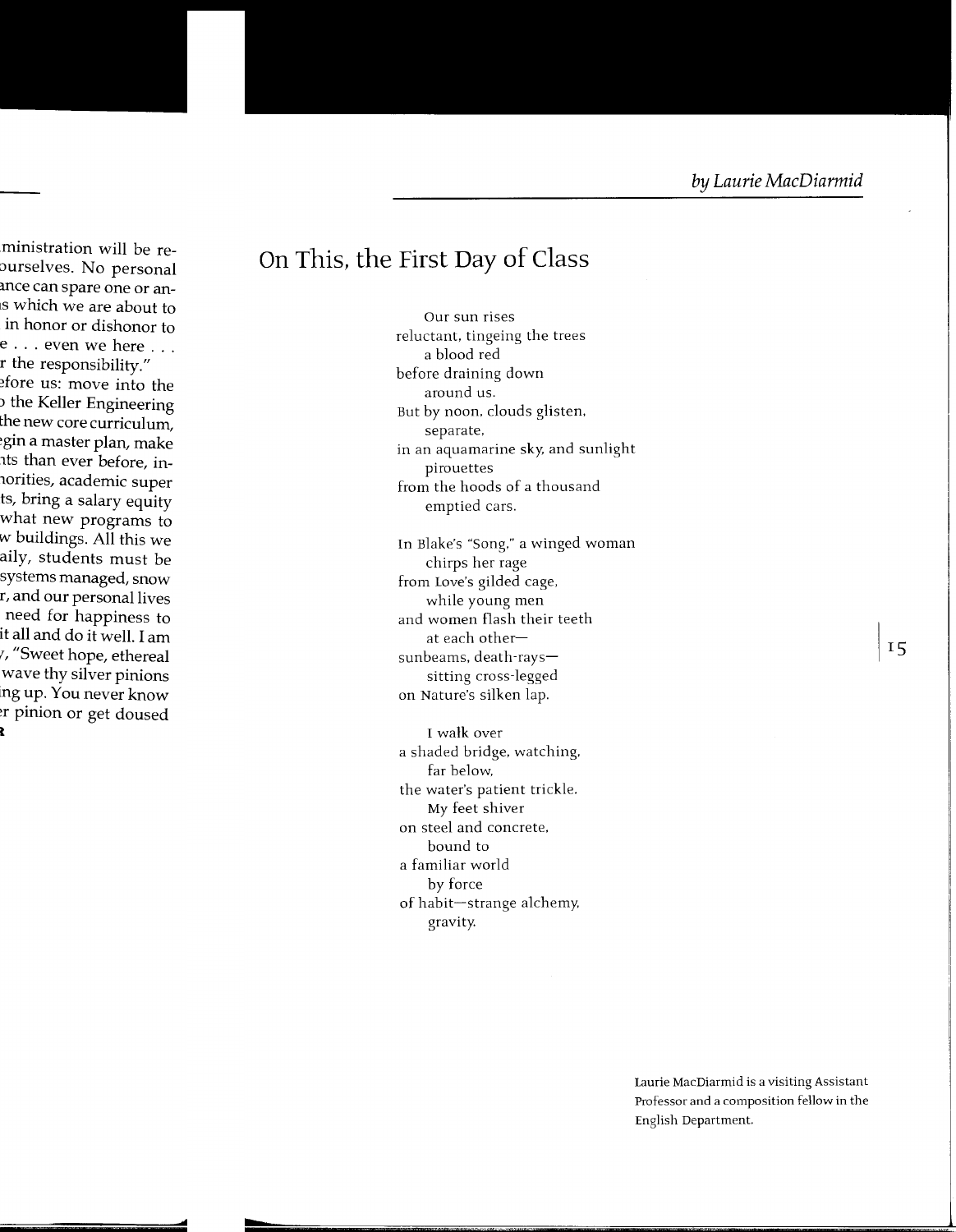*by Laurie MacDiarmid*

## On This, the First Day of Class

Our sun rises  
reluctant, tingeing the trees  
a blood red  
before draining down  
around us.  
But by noon, clouds glisten,  
separate,  
in an aquamarine sky, and sunlight  
pirouettes  
from the hoods of a thousand  
emptied cars.

In Blake's "Song," a winged woman  
chirps her rage  
from Love's gilded cage,  
while young men  
and women flash their teeth  
at each other—  
sunbeams, death-rays—  
sitting cross-legged  
on Nature's silken lap.

I walk over  
a shaded bridge, watching,  
far below,  
the water's patient trickle.  
My feet shiver  
on steel and concrete,  
bound to  
a familiar world  
by force  
of habit—strange alchemy,  
gravity.

Laurie MacDiarmid is a visiting Assistant Professor and a composition fellow in the English Department.